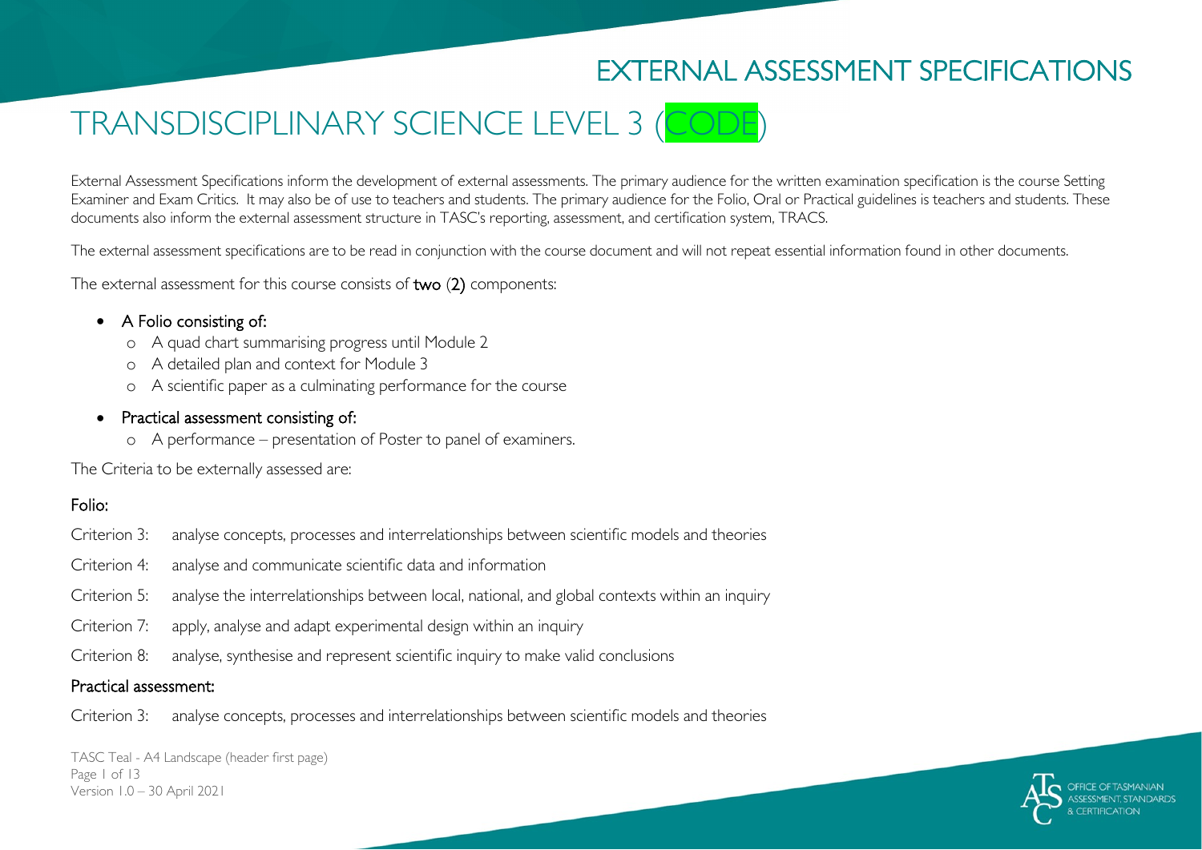# EXTERNAL ASSESSMENT SPECIFICATIONS

# TRANSDISCIPLINARY SCIENCE LEVEL 3 (CODE)

External Assessment Specifications inform the development of external assessments. The primary audience for the written examination specification is the course Setting Examiner and Exam Critics. It may also be of use to teachers and students. The primary audience for the Folio, Oral or Practical guidelines is teachers and students. These documents also inform the external assessment structure in TASC's reporting, assessment, and certification system, TRACS.

The external assessment specifications are to be read in conjunction with the course document and will not repeat essential information found in other documents.

The external assessment for this course consists of **two (2)** components:

- A Folio consisting of:
  - A quad chart summarising progress until Module 2
  - A detailed plan and context for Module 3
  - A scientific paper as a culminating performance for the course
- Practical assessment consisting of:
  - A performance – presentation of Poster to panel of examiners.

The Criteria to be externally assessed are:

## Folio:

Criterion 3: analyse concepts, processes and interrelationships between scientific models and theories

Criterion 4: analyse and communicate scientific data and information

Criterion 5: analyse the interrelationships between local, national, and global contexts within an inquiry

Criterion 7: apply, analyse and adapt experimental design within an inquiry

Criterion 8: analyse, synthesise and represent scientific inquiry to make valid conclusions

## Practical assessment:

Criterion 3: analyse concepts, processes and interrelationships between scientific models and theories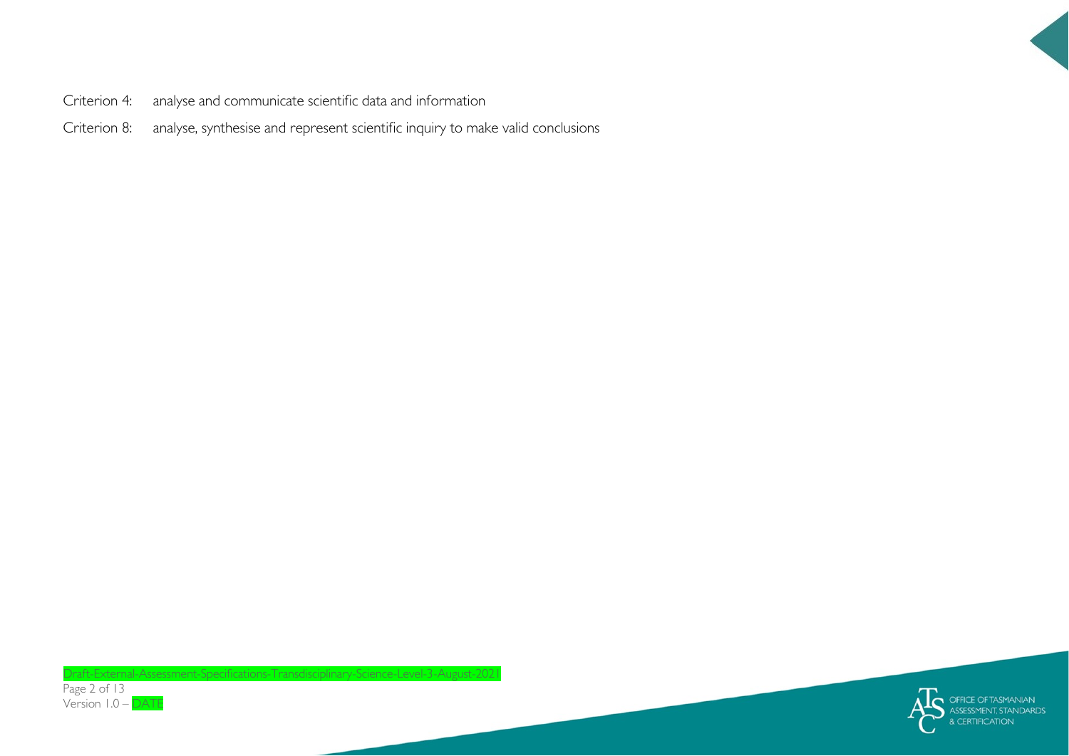Criterion 4: analyse and communicate scientific data and information

Criterion 8: analyse, synthesise and represent scientific inquiry to make valid conclusions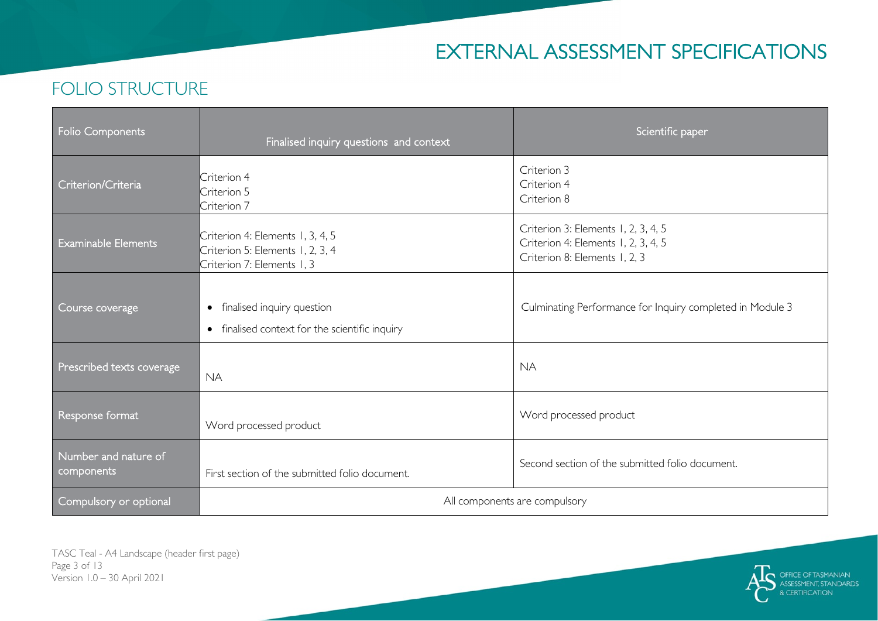# EXTERNAL ASSESSMENT SPECIFICATIONS

## FOLIO STRUCTURE

| Folio Components | Finalised inquiry questions and context | Scientific paper |
|---|---|---|
| Criterion/Criteria | Criterion 4<br>Criterion 5<br>Criterion 7 | Criterion 3<br>Criterion 4<br>Criterion 8 |
| Examinable Elements | Criterion 4: Elements 1, 3, 4, 5<br>Criterion 5: Elements 1, 2, 3, 4<br>Criterion 7: Elements 1, 3 | Criterion 3: Elements 1, 2, 3, 4, 5<br>Criterion 4: Elements 1, 2, 3, 4, 5<br>Criterion 8: Elements 1, 2, 3 |
| Course coverage | • finalised inquiry question<br>• finalised context for the scientific inquiry | Culminating Performance for Inquiry completed in Module 3 |
| Prescribed texts coverage | NA | NA |
| Response format | Word processed product | Word processed product |
| Number and nature of components | First section of the submitted folio document. | Second section of the submitted folio document. |
| Compulsory or optional | All components are compulsory | |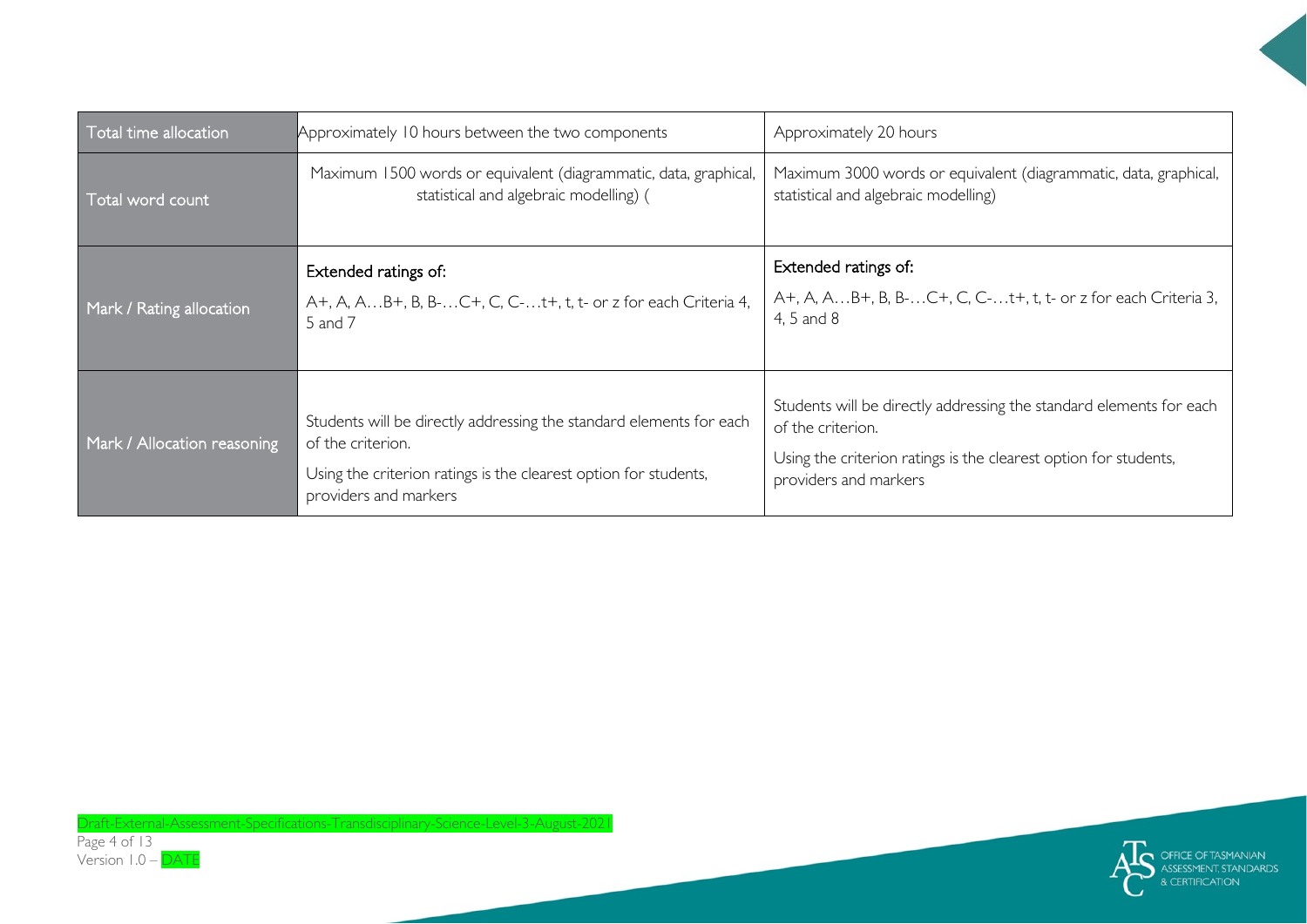| Total time allocation | Approximately 10 hours between the two components | Approximately 20 hours |
|---|---|---|
| Total word count | Maximum 1500 words or equivalent (diagrammatic, data, graphical, statistical and algebraic modelling) ( | Maximum 3000 words or equivalent (diagrammatic, data, graphical, statistical and algebraic modelling) |
| Mark / Rating allocation | Extended ratings of:<br>A+, A, A…B+, B, B-…C+, C, C-…t+, t, t- or z for each Criteria 4, 5 and 7 | Extended ratings of:<br>A+, A, A…B+, B, B-…C+, C, C-…t+, t, t- or z for each Criteria 3, 4, 5 and 8 |
| Mark / Allocation reasoning | Students will be directly addressing the standard elements for each of the criterion.<br>Using the criterion ratings is the clearest option for students, providers and markers | Students will be directly addressing the standard elements for each of the criterion.<br>Using the criterion ratings is the clearest option for students, providers and markers |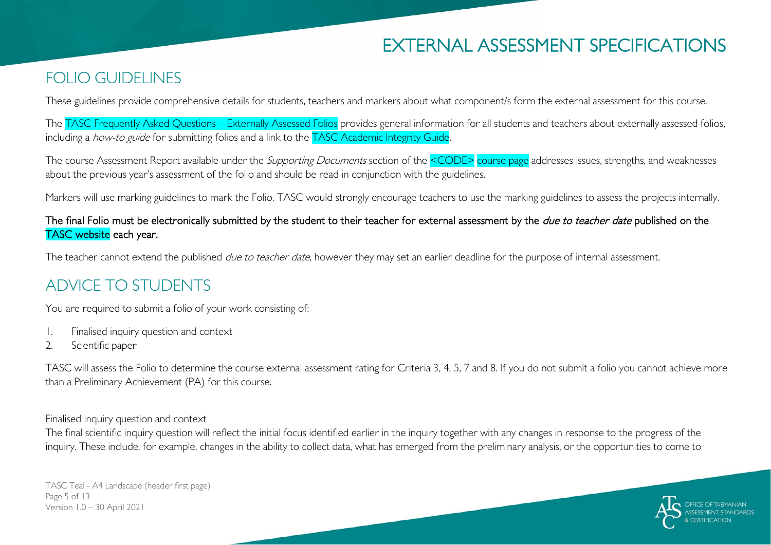# EXTERNAL ASSESSMENT SPECIFICATIONS

## FOLIO GUIDELINES

These guidelines provide comprehensive details for students, teachers and markers about what component/s form the external assessment for this course.

The TASC Frequently Asked Questions – Externally Assessed Folios provides general information for all students and teachers about externally assessed folios, including a *how-to guide* for submitting folios and a link to the TASC Academic Integrity Guide.

The course Assessment Report available under the *Supporting Documents* section of the <CODE> course page addresses issues, strengths, and weaknesses about the previous year's assessment of the folio and should be read in conjunction with the guidelines.

Markers will use marking guidelines to mark the Folio. TASC would strongly encourage teachers to use the marking guidelines to assess the projects internally.

The final Folio must be electronically submitted by the student to their teacher for external assessment by the *due to teacher date* published on the TASC website each year.

The teacher cannot extend the published *due to teacher date*, however they may set an earlier deadline for the purpose of internal assessment.

## ADVICE TO STUDENTS

You are required to submit a folio of your work consisting of:

1. Finalised inquiry question and context
2. Scientific paper

TASC will assess the Folio to determine the course external assessment rating for Criteria 3, 4, 5, 7 and 8. If you do not submit a folio you cannot achieve more than a Preliminary Achievement (PA) for this course.

Finalised inquiry question and context

The final scientific inquiry question will reflect the initial focus identified earlier in the inquiry together with any changes in response to the progress of the inquiry. These include, for example, changes in the ability to collect data, what has emerged from the preliminary analysis, or the opportunities to come to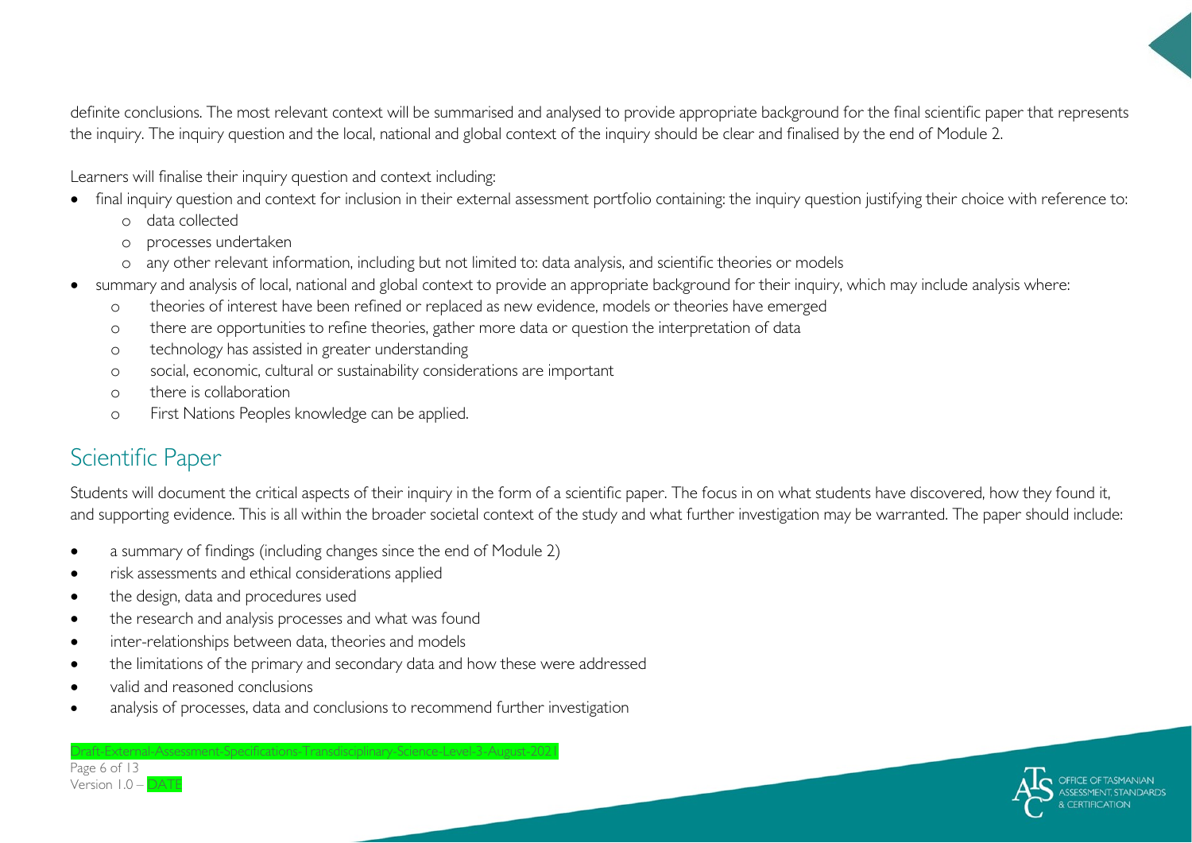definite conclusions. The most relevant context will be summarised and analysed to provide appropriate background for the final scientific paper that represents the inquiry. The inquiry question and the local, national and global context of the inquiry should be clear and finalised by the end of Module 2.

Learners will finalise their inquiry question and context including:

- final inquiry question and context for inclusion in their external assessment portfolio containing: the inquiry question justifying their choice with reference to:
  - data collected
  - processes undertaken
  - any other relevant information, including but not limited to: data analysis, and scientific theories or models
- summary and analysis of local, national and global context to provide an appropriate background for their inquiry, which may include analysis where:
  - theories of interest have been refined or replaced as new evidence, models or theories have emerged
  - there are opportunities to refine theories, gather more data or question the interpretation of data
  - technology has assisted in greater understanding
  - social, economic, cultural or sustainability considerations are important
  - there is collaboration
  - First Nations Peoples knowledge can be applied.

## Scientific Paper

Students will document the critical aspects of their inquiry in the form of a scientific paper. The focus in on what students have discovered, how they found it, and supporting evidence. This is all within the broader societal context of the study and what further investigation may be warranted. The paper should include:

- a summary of findings (including changes since the end of Module 2)
- risk assessments and ethical considerations applied
- the design, data and procedures used
- the research and analysis processes and what was found
- inter-relationships between data, theories and models
- the limitations of the primary and secondary data and how these were addressed
- valid and reasoned conclusions
- analysis of processes, data and conclusions to recommend further investigation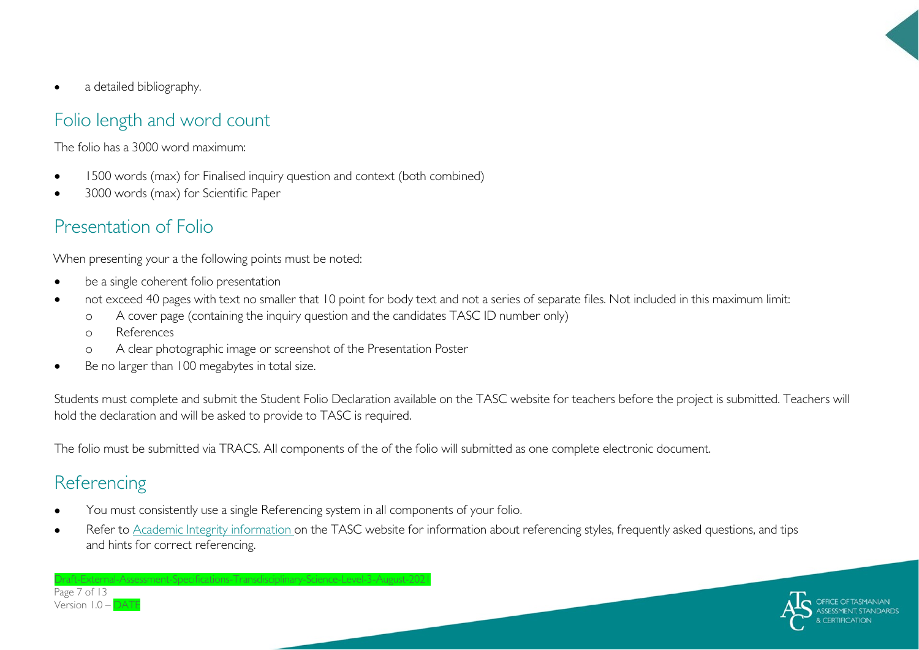- a detailed bibliography.

## Folio length and word count

The folio has a 3000 word maximum:

- 1500 words (max) for Finalised inquiry question and context (both combined)
- 3000 words (max) for Scientific Paper

## Presentation of Folio

When presenting your a the following points must be noted:

- be a single coherent folio presentation
- not exceed 40 pages with text no smaller that 10 point for body text and not a series of separate files. Not included in this maximum limit:
  - A cover page (containing the inquiry question and the candidates TASC ID number only)
  - References
  - A clear photographic image or screenshot of the Presentation Poster
- Be no larger than 100 megabytes in total size.

Students must complete and submit the Student Folio Declaration available on the TASC website for teachers before the project is submitted. Teachers will hold the declaration and will be asked to provide to TASC is required.

The folio must be submitted via TRACS. All components of the of the folio will submitted as one complete electronic document.

## Referencing

- You must consistently use a single Referencing system in all components of your folio.
- Refer to Academic Integrity information on the TASC website for information about referencing styles, frequently asked questions, and tips and hints for correct referencing.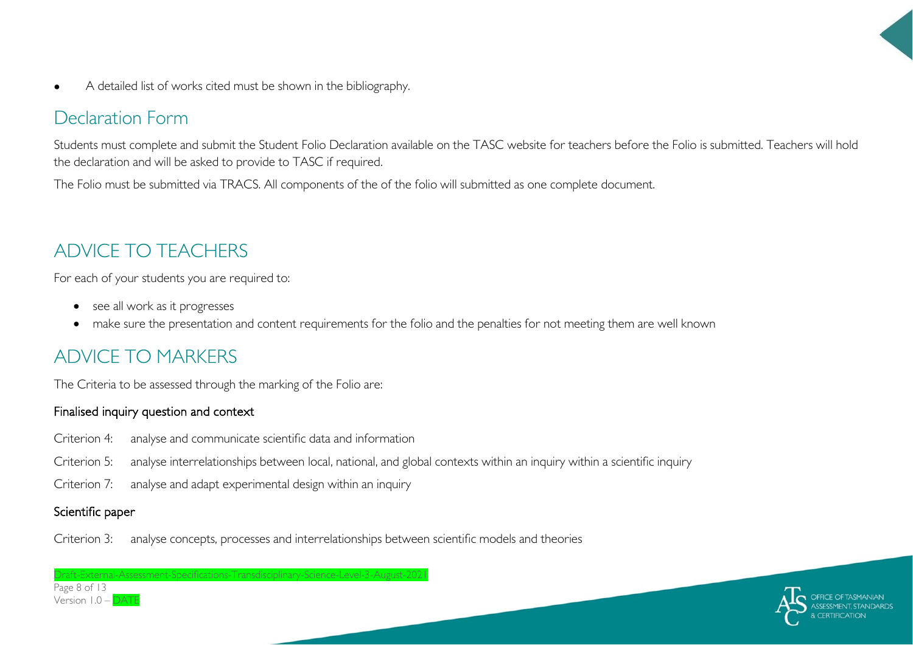- A detailed list of works cited must be shown in the bibliography.

## Declaration Form

Students must complete and submit the Student Folio Declaration available on the TASC website for teachers before the Folio is submitted. Teachers will hold the declaration and will be asked to provide to TASC if required.

The Folio must be submitted via TRACS. All components of the of the folio will submitted as one complete document.

# ADVICE TO TEACHERS

For each of your students you are required to:

- see all work as it progresses
- make sure the presentation and content requirements for the folio and the penalties for not meeting them are well known

# ADVICE TO MARKERS

The Criteria to be assessed through the marking of the Folio are:

### Finalised inquiry question and context

Criterion 4: analyse and communicate scientific data and information

Criterion 5: analyse interrelationships between local, national, and global contexts within an inquiry within a scientific inquiry

Criterion 7: analyse and adapt experimental design within an inquiry

### Scientific paper

Criterion 3: analyse concepts, processes and interrelationships between scientific models and theories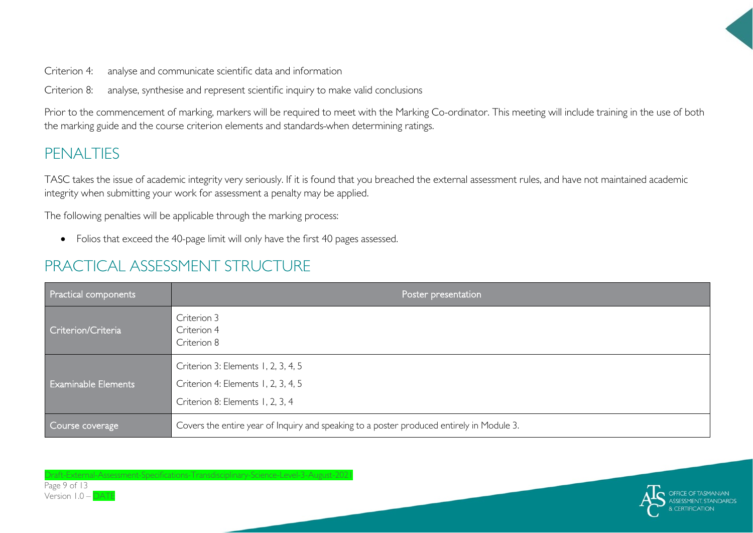Criterion 4: analyse and communicate scientific data and information

Criterion 8: analyse, synthesise and represent scientific inquiry to make valid conclusions

Prior to the commencement of marking, markers will be required to meet with the Marking Co-ordinator. This meeting will include training in the use of both the marking guide and the course criterion elements and standards when determining ratings.

## PENALTIES

TASC takes the issue of academic integrity very seriously. If it is found that you breached the external assessment rules, and have not maintained academic integrity when submitting your work for assessment a penalty may be applied.

The following penalties will be applicable through the marking process:

- Folios that exceed the 40-page limit will only have the first 40 pages assessed.

## PRACTICAL ASSESSMENT STRUCTURE

| Practical components | Poster presentation |
|---|---|
| Criterion/Criteria | Criterion 3<br>Criterion 4<br>Criterion 8 |
| Examinable Elements | Criterion 3: Elements 1, 2, 3, 4, 5<br>Criterion 4: Elements 1, 2, 3, 4, 5<br>Criterion 8: Elements 1, 2, 3, 4 |
| Course coverage | Covers the entire year of Inquiry and speaking to a poster produced entirely in Module 3. |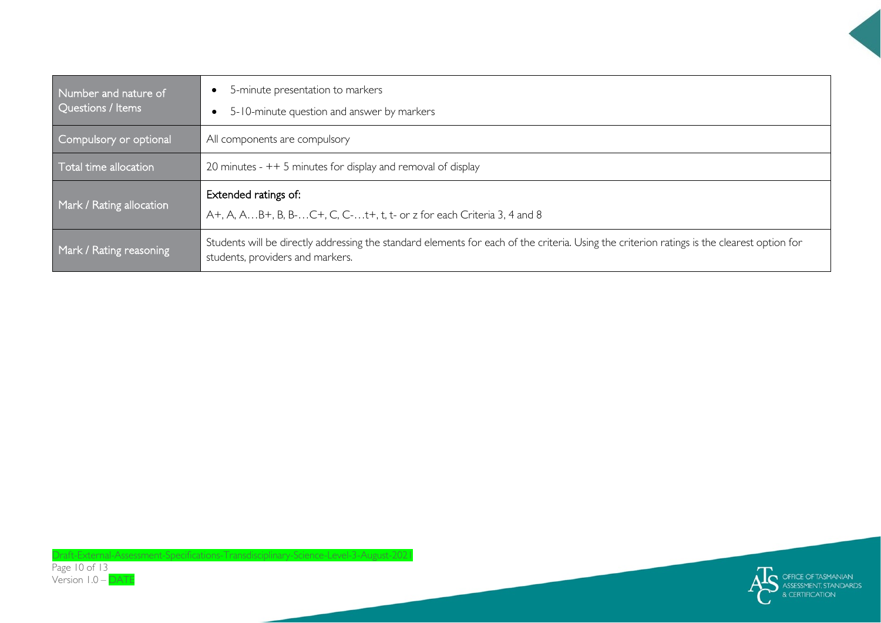| | |
|---|---|
| Number and nature of Questions / Items | • 5-minute presentation to markers<br>• 5-10-minute question and answer by markers |
| Compulsory or optional | All components are compulsory |
| Total time allocation | 20 minutes - ++ 5 minutes for display and removal of display |
| Mark / Rating allocation | Extended ratings of:<br>A+, A, A…B+, B, B-…C+, C, C-…t+, t, t- or z for each Criteria 3, 4 and 8 |
| Mark / Rating reasoning | Students will be directly addressing the standard elements for each of the criteria. Using the criterion ratings is the clearest option for students, providers and markers. |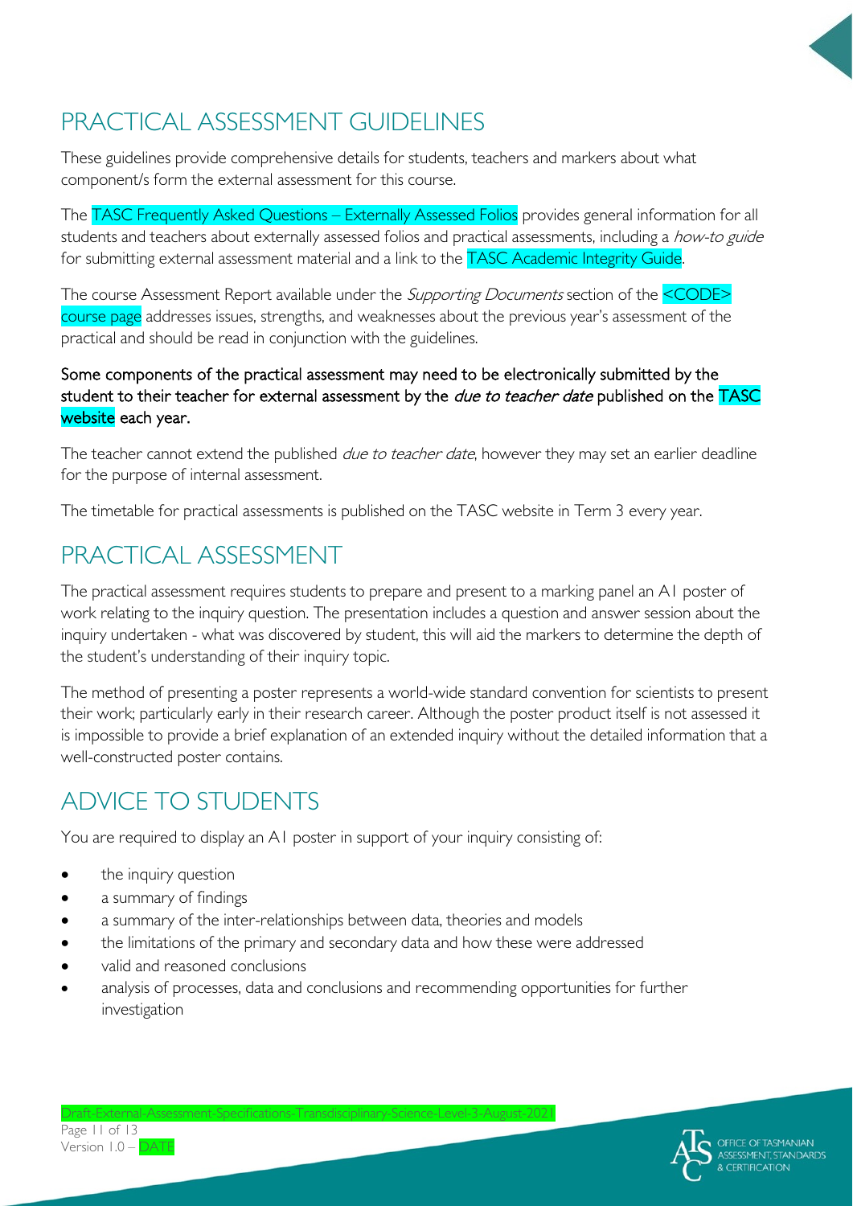## PRACTICAL ASSESSMENT GUIDELINES

These guidelines provide comprehensive details for students, teachers and markers about what component/s form the external assessment for this course.

The TASC Frequently Asked Questions – Externally Assessed Folios provides general information for all students and teachers about externally assessed folios and practical assessments, including a *how-to guide* for submitting external assessment material and a link to the TASC Academic Integrity Guide.

The course Assessment Report available under the *Supporting Documents* section of the <CODE> course page addresses issues, strengths, and weaknesses about the previous year's assessment of the practical and should be read in conjunction with the guidelines.

**Some components of the practical assessment may need to be electronically submitted by the student to their teacher for external assessment by the *due to teacher date* published on the TASC website each year.**

The teacher cannot extend the published *due to teacher date*, however they may set an earlier deadline for the purpose of internal assessment.

The timetable for practical assessments is published on the TASC website in Term 3 every year.

## PRACTICAL ASSESSMENT

The practical assessment requires students to prepare and present to a marking panel an A1 poster of work relating to the inquiry question. The presentation includes a question and answer session about the inquiry undertaken - what was discovered by student, this will aid the markers to determine the depth of the student's understanding of their inquiry topic.

The method of presenting a poster represents a world-wide standard convention for scientists to present their work; particularly early in their research career. Although the poster product itself is not assessed it is impossible to provide a brief explanation of an extended inquiry without the detailed information that a well-constructed poster contains.

## ADVICE TO STUDENTS

You are required to display an A1 poster in support of your inquiry consisting of:

- the inquiry question
- a summary of findings
- a summary of the inter-relationships between data, theories and models
- the limitations of the primary and secondary data and how these were addressed
- valid and reasoned conclusions
- analysis of processes, data and conclusions and recommending opportunities for further investigation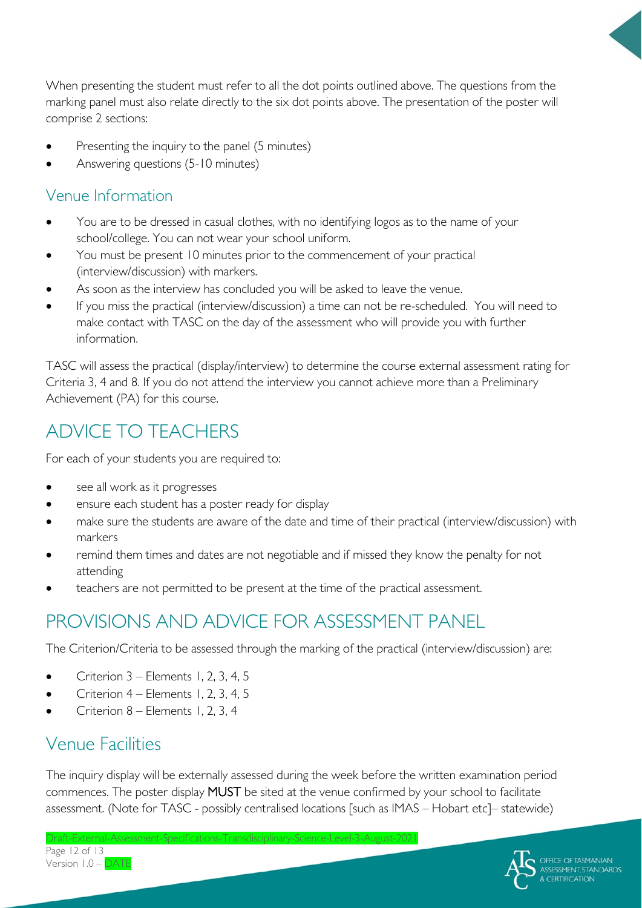When presenting the student must refer to all the dot points outlined above. The questions from the marking panel must also relate directly to the six dot points above. The presentation of the poster will comprise 2 sections:

- Presenting the inquiry to the panel (5 minutes)
- Answering questions (5-10 minutes)

## Venue Information

- You are to be dressed in casual clothes, with no identifying logos as to the name of your school/college. You can not wear your school uniform.
- You must be present 10 minutes prior to the commencement of your practical (interview/discussion) with markers.
- As soon as the interview has concluded you will be asked to leave the venue.
- If you miss the practical (interview/discussion) a time can not be re-scheduled. You will need to make contact with TASC on the day of the assessment who will provide you with further information.

TASC will assess the practical (display/interview) to determine the course external assessment rating for Criteria 3, 4 and 8. If you do not attend the interview you cannot achieve more than a Preliminary Achievement (PA) for this course.

# ADVICE TO TEACHERS

For each of your students you are required to:

- see all work as it progresses
- ensure each student has a poster ready for display
- make sure the students are aware of the date and time of their practical (interview/discussion) with markers
- remind them times and dates are not negotiable and if missed they know the penalty for not attending
- teachers are not permitted to be present at the time of the practical assessment.

# PROVISIONS AND ADVICE FOR ASSESSMENT PANEL

The Criterion/Criteria to be assessed through the marking of the practical (interview/discussion) are:

- Criterion 3 – Elements 1, 2, 3, 4, 5
- Criterion 4 – Elements 1, 2, 3, 4, 5
- Criterion 8 – Elements 1, 2, 3, 4

## Venue Facilities

The inquiry display will be externally assessed during the week before the written examination period commences. The poster display **MUST** be sited at the venue confirmed by your school to facilitate assessment. (Note for TASC - possibly centralised locations [such as IMAS – Hobart etc]– statewide)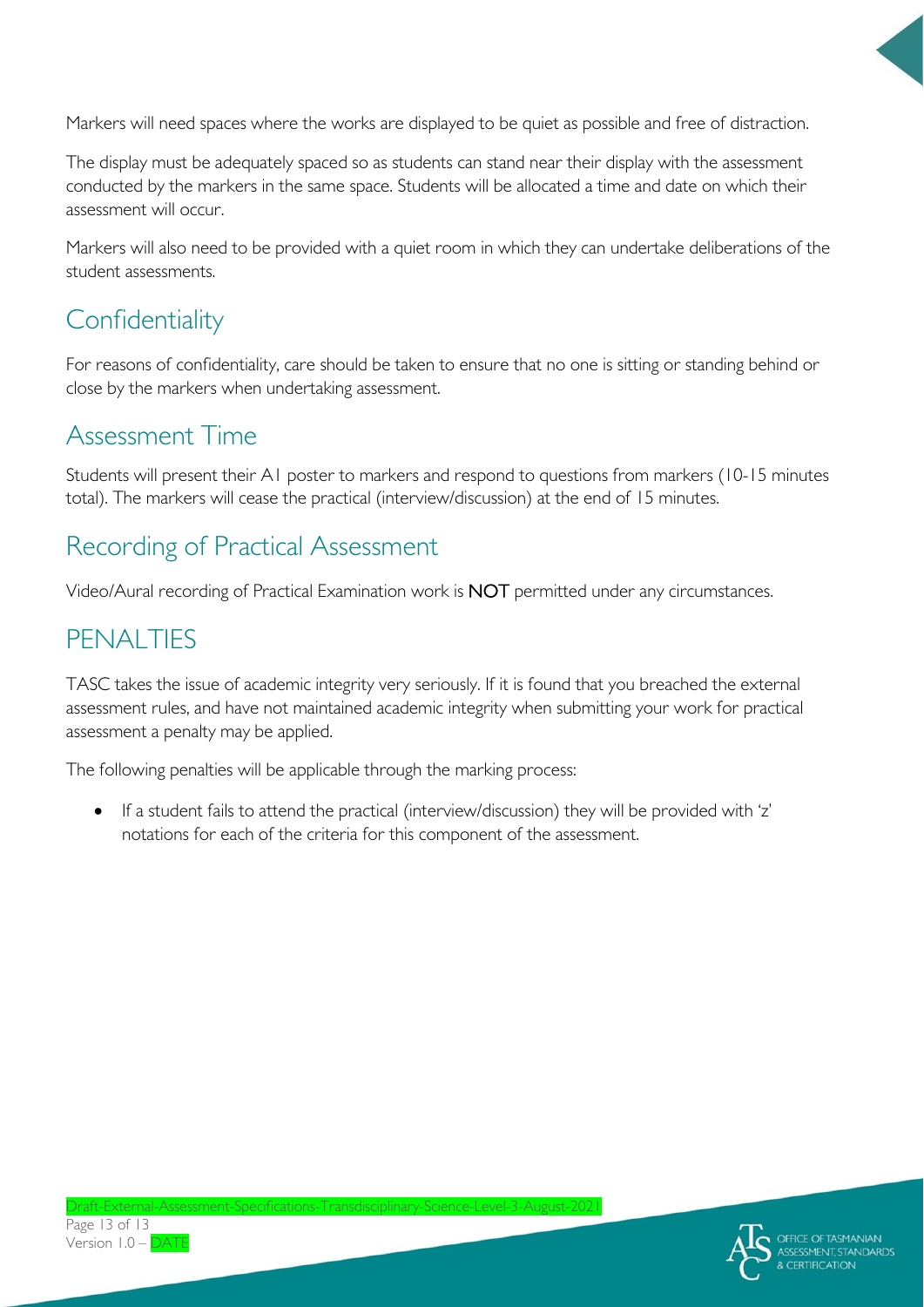Markers will need spaces where the works are displayed to be quiet as possible and free of distraction.

The display must be adequately spaced so as students can stand near their display with the assessment conducted by the markers in the same space. Students will be allocated a time and date on which their assessment will occur.

Markers will also need to be provided with a quiet room in which they can undertake deliberations of the student assessments.

## Confidentiality

For reasons of confidentiality, care should be taken to ensure that no one is sitting or standing behind or close by the markers when undertaking assessment.

## Assessment Time

Students will present their A1 poster to markers and respond to questions from markers (10-15 minutes total). The markers will cease the practical (interview/discussion) at the end of 15 minutes.

## Recording of Practical Assessment

Video/Aural recording of Practical Examination work is **NOT** permitted under any circumstances.

## PENALTIES

TASC takes the issue of academic integrity very seriously. If it is found that you breached the external assessment rules, and have not maintained academic integrity when submitting your work for practical assessment a penalty may be applied.

The following penalties will be applicable through the marking process:

- If a student fails to attend the practical (interview/discussion) they will be provided with 'z' notations for each of the criteria for this component of the assessment.